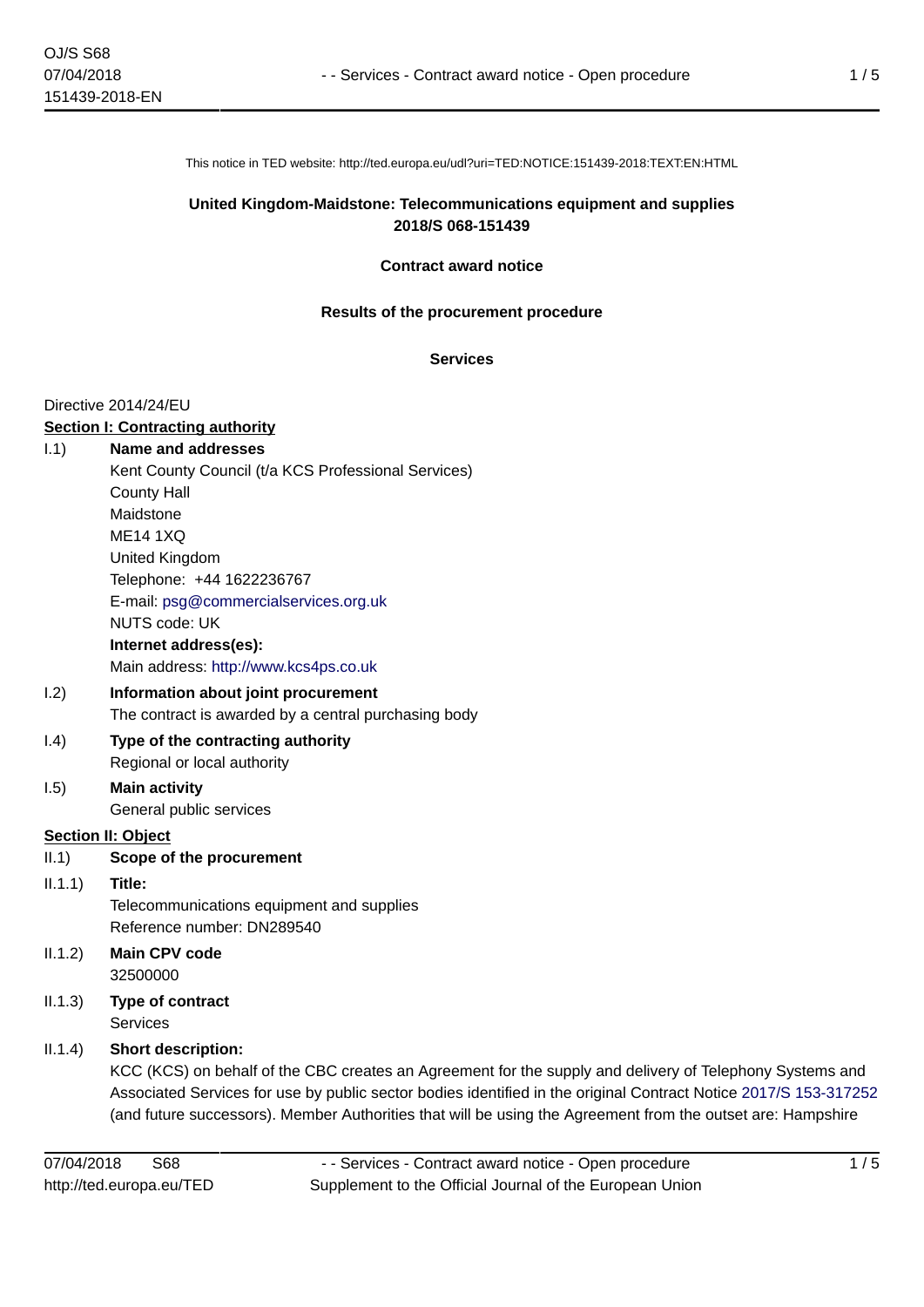This notice in TED website: http://ted.europa.eu/udl?uri=TED:NOTICE:151439-2018:TEXT:EN:HTML

**United Kingdom-Maidstone: Telecommunications equipment and supplies**
**2018/S 068-151439**

**Contract award notice**

**Results of the procurement procedure**

**Services**

Directive 2014/24/EU

**Section I: Contracting authority**

I.1) **Name and addresses**
Kent County Council (t/a KCS Professional Services)
County Hall
Maidstone
ME14 1XQ
United Kingdom
Telephone: +44 1622236767
E-mail: psg@commercialservices.org.uk
NUTS code: UK
**Internet address(es):**
Main address: http://www.kcs4ps.co.uk

I.2) **Information about joint procurement**
The contract is awarded by a central purchasing body

I.4) **Type of the contracting authority**
Regional or local authority

I.5) **Main activity**
General public services

**Section II: Object**

II.1) **Scope of the procurement**

II.1.1) **Title:**
Telecommunications equipment and supplies
Reference number: DN289540

II.1.2) **Main CPV code**
32500000

II.1.3) **Type of contract**
Services

II.1.4) **Short description:**
KCC (KCS) on behalf of the CBC creates an Agreement for the supply and delivery of Telephony Systems and Associated Services for use by public sector bodies identified in the original Contract Notice 2017/S 153-317252 (and future successors). Member Authorities that will be using the Agreement from the outset are: Hampshire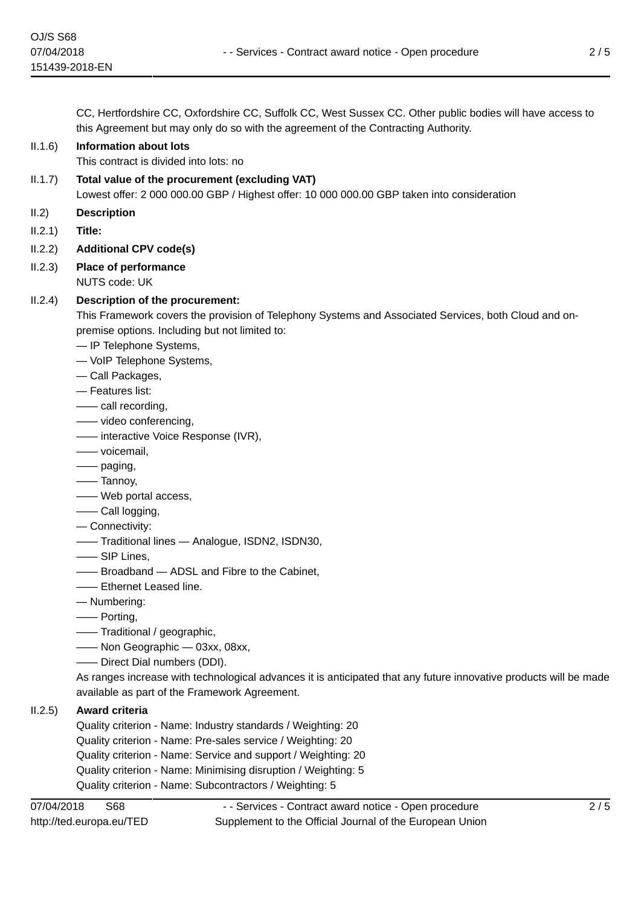CC, Hertfordshire CC, Oxfordshire CC, Suffolk CC, West Sussex CC. Other public bodies will have access to this Agreement but may only do so with the agreement of the Contracting Authority.

II.1.6) **Information about lots**

This contract is divided into lots: no

II.1.7) **Total value of the procurement (excluding VAT)**

Lowest offer: 2 000 000.00 GBP / Highest offer: 10 000 000.00 GBP taken into consideration

II.2) **Description**

II.2.1) **Title:**

II.2.2) **Additional CPV code(s)**

II.2.3) **Place of performance**

NUTS code: UK

II.2.4) **Description of the procurement:**

This Framework covers the provision of Telephony Systems and Associated Services, both Cloud and on-premise options. Including but not limited to:

— IP Telephone Systems,
— VoIP Telephone Systems,
— Call Packages,
— Features list:
—— call recording,
—— video conferencing,
—— interactive Voice Response (IVR),
—— voicemail,
—— paging,
—— Tannoy,
—— Web portal access,
—— Call logging,
— Connectivity:
—— Traditional lines — Analogue, ISDN2, ISDN30,
—— SIP Lines,
—— Broadband — ADSL and Fibre to the Cabinet,
—— Ethernet Leased line.
— Numbering:
—— Porting,
—— Traditional / geographic,
—— Non Geographic — 03xx, 08xx,
—— Direct Dial numbers (DDI).

As ranges increase with technological advances it is anticipated that any future innovative products will be made available as part of the Framework Agreement.

II.2.5) **Award criteria**

Quality criterion - Name: Industry standards / Weighting: 20
Quality criterion - Name: Pre-sales service / Weighting: 20
Quality criterion - Name: Service and support / Weighting: 20
Quality criterion - Name: Minimising disruption / Weighting: 5
Quality criterion - Name: Subcontractors / Weighting: 5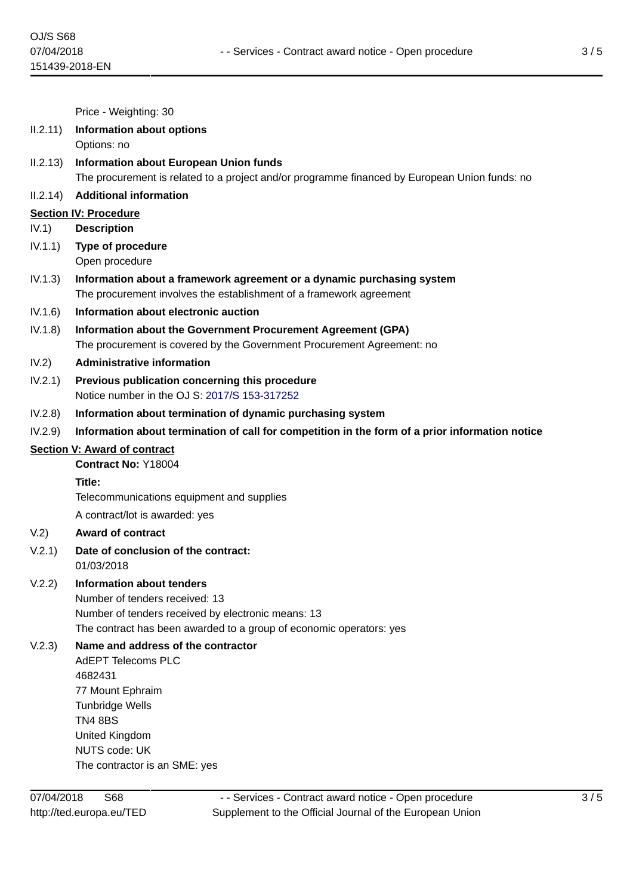Price - Weighting: 30

II.2.11) **Information about options**

Options: no

II.2.13) **Information about European Union funds**

The procurement is related to a project and/or programme financed by European Union funds: no

II.2.14) **Additional information**

## Section IV: Procedure

IV.1) **Description**

IV.1.1) **Type of procedure**

Open procedure

IV.1.3) **Information about a framework agreement or a dynamic purchasing system**

The procurement involves the establishment of a framework agreement

IV.1.6) **Information about electronic auction**

IV.1.8) **Information about the Government Procurement Agreement (GPA)**

The procurement is covered by the Government Procurement Agreement: no

IV.2) **Administrative information**

IV.2.1) **Previous publication concerning this procedure**

Notice number in the OJ S: 2017/S 153-317252

IV.2.8) **Information about termination of dynamic purchasing system**

IV.2.9) **Information about termination of call for competition in the form of a prior information notice**

## Section V: Award of contract

**Contract No:** Y18004

**Title:**

Telecommunications equipment and supplies

A contract/lot is awarded: yes

V.2) **Award of contract**

V.2.1) **Date of conclusion of the contract:**

01/03/2018

V.2.2) **Information about tenders**

Number of tenders received: 13

Number of tenders received by electronic means: 13

The contract has been awarded to a group of economic operators: yes

V.2.3) **Name and address of the contractor**

AdEPT Telecoms PLC

4682431

77 Mount Ephraim

Tunbridge Wells

TN4 8BS

United Kingdom

NUTS code: UK

The contractor is an SME: yes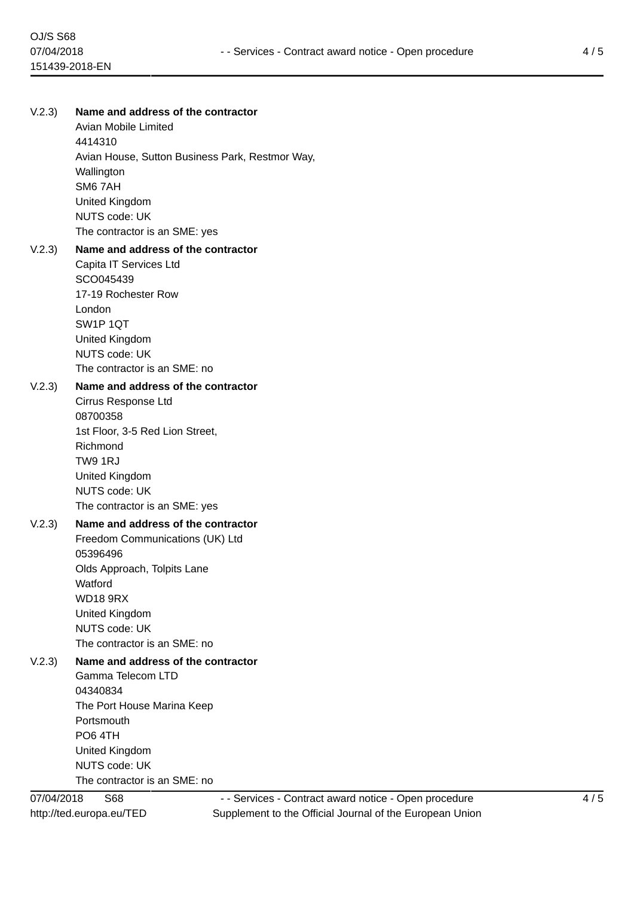V.2.3) **Name and address of the contractor**

Avian Mobile Limited
4414310
Avian House, Sutton Business Park, Restmor Way,
Wallington
SM6 7AH
United Kingdom
NUTS code: UK
The contractor is an SME: yes

V.2.3) **Name and address of the contractor**

Capita IT Services Ltd
SCO045439
17-19 Rochester Row
London
SW1P 1QT
United Kingdom
NUTS code: UK
The contractor is an SME: no

V.2.3) **Name and address of the contractor**

Cirrus Response Ltd
08700358
1st Floor, 3-5 Red Lion Street,
Richmond
TW9 1RJ
United Kingdom
NUTS code: UK
The contractor is an SME: yes

V.2.3) **Name and address of the contractor**

Freedom Communications (UK) Ltd
05396496
Olds Approach, Tolpits Lane
Watford
WD18 9RX
United Kingdom
NUTS code: UK
The contractor is an SME: no

V.2.3) **Name and address of the contractor**

Gamma Telecom LTD
04340834
The Port House Marina Keep
Portsmouth
PO6 4TH
United Kingdom
NUTS code: UK
The contractor is an SME: no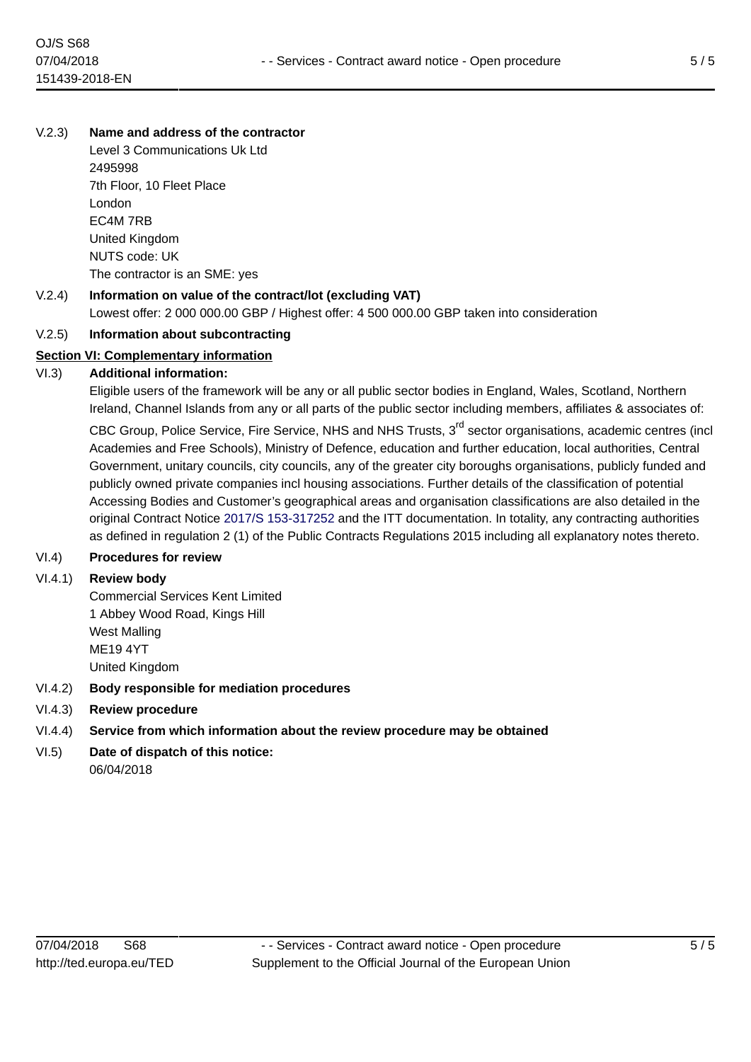V.2.3) **Name and address of the contractor**

Level 3 Communications Uk Ltd
2495998
7th Floor, 10 Fleet Place
London
EC4M 7RB
United Kingdom
NUTS code: UK
The contractor is an SME: yes

V.2.4) **Information on value of the contract/lot (excluding VAT)**

Lowest offer: 2 000 000.00 GBP / Highest offer: 4 500 000.00 GBP taken into consideration

V.2.5) **Information about subcontracting**

**Section VI: Complementary information**

VI.3) **Additional information:**

Eligible users of the framework will be any or all public sector bodies in England, Wales, Scotland, Northern Ireland, Channel Islands from any or all parts of the public sector including members, affiliates & associates of:

CBC Group, Police Service, Fire Service, NHS and NHS Trusts, 3rd sector organisations, academic centres (incl Academies and Free Schools), Ministry of Defence, education and further education, local authorities, Central Government, unitary councils, city councils, any of the greater city boroughs organisations, publicly funded and publicly owned private companies incl housing associations. Further details of the classification of potential Accessing Bodies and Customer's geographical areas and organisation classifications are also detailed in the original Contract Notice 2017/S 153-317252 and the ITT documentation. In totality, any contracting authorities as defined in regulation 2 (1) of the Public Contracts Regulations 2015 including all explanatory notes thereto.

VI.4) **Procedures for review**

VI.4.1) **Review body**

Commercial Services Kent Limited
1 Abbey Wood Road, Kings Hill
West Malling
ME19 4YT
United Kingdom

VI.4.2) **Body responsible for mediation procedures**

VI.4.3) **Review procedure**

VI.4.4) **Service from which information about the review procedure may be obtained**

VI.5) **Date of dispatch of this notice:**

06/04/2018